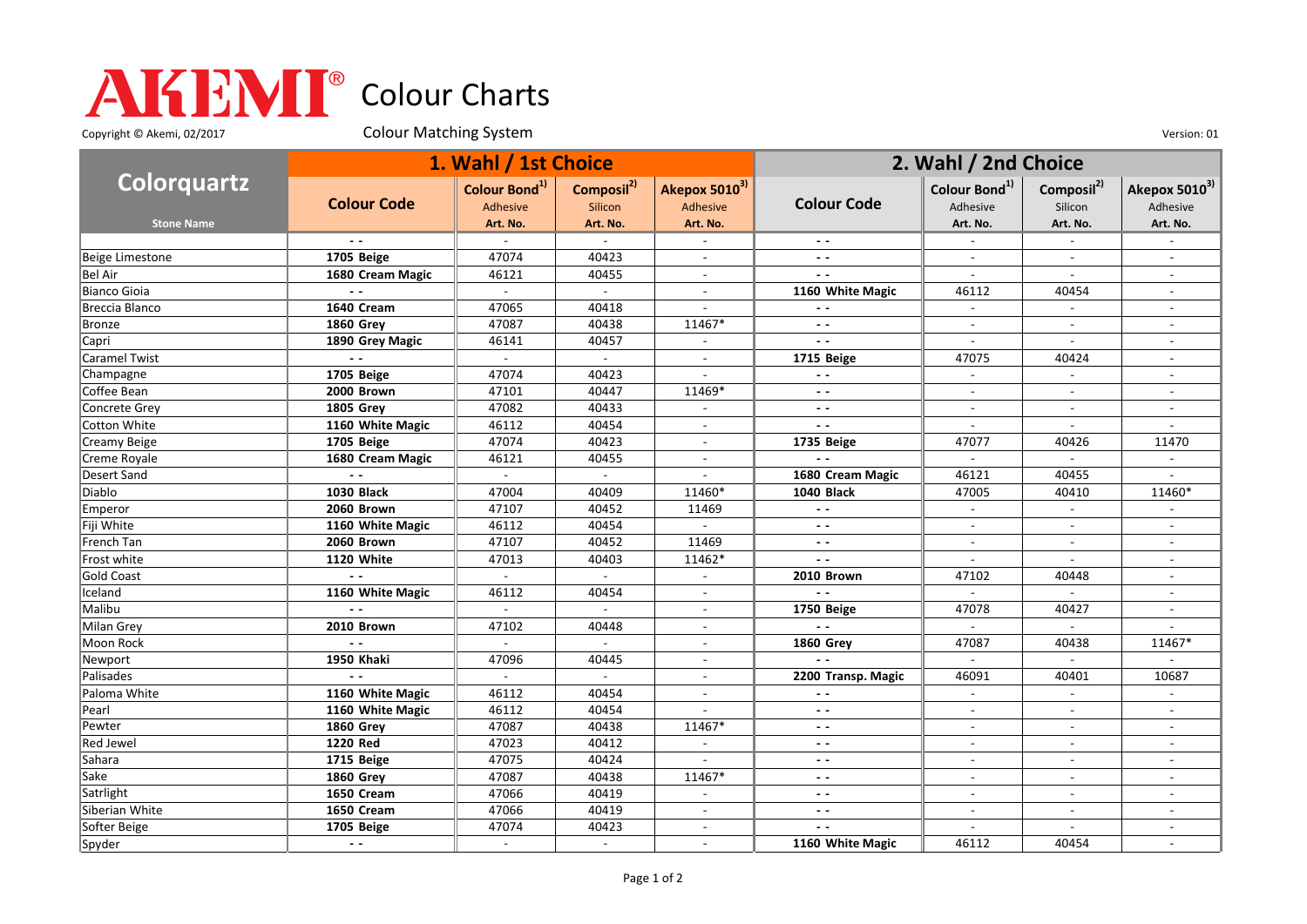# AKEMI® Colour Charts

Copyright © Akemi, 02/2017

Colour Matching System

Version: 01

| Colorquartz | 1. Wahl / 1st Choice | | | | 2. Wahl / 2nd Choice | | | |
|---|---|---|---|---|---|---|---|---|
| | Colour Code | Colour Bond[1] Adhesive | Composil[2] Silicon | Akepox 5010[3] Adhesive | Colour Code | Colour Bond[1] Adhesive | Composil[2] Silicon | Akepox 5010[3] Adhesive |
| Stone Name | | Art. No. | Art. No. | Art. No. | | Art. No. | Art. No. | Art. No. |
| | - - | - | - | - | - - | - | - | - |
| Beige Limestone | **1705 Beige** | 47074 | 40423 | - | - - | - | - | - |
| Bel Air | **1680 Cream Magic** | 46121 | 40455 | - | - - | - | - | - |
| Bianco Gioia | - - | - | - | - | **1160 White Magic** | 46112 | 40454 | - |
| Breccia Blanco | **1640 Cream** | 47065 | 40418 | - | - - | - | - | - |
| Bronze | **1860 Grey** | 47087 | 40438 | 11467* | - - | - | - | - |
| Capri | **1890 Grey Magic** | 46141 | 40457 | - | - - | - | - | - |
| Caramel Twist | - - | - | - | - | **1715 Beige** | 47075 | 40424 | - |
| Champagne | **1705 Beige** | 47074 | 40423 | - | - - | - | - | - |
| Coffee Bean | **2000 Brown** | 47101 | 40447 | 11469* | - - | - | - | - |
| Concrete Grey | **1805 Grey** | 47082 | 40433 | - | - - | - | - | - |
| Cotton White | **1160 White Magic** | 46112 | 40454 | - | - - | - | - | - |
| Creamy Beige | **1705 Beige** | 47074 | 40423 | - | **1735 Beige** | 47077 | 40426 | 11470 |
| Creme Royale | **1680 Cream Magic** | 46121 | 40455 | - | - - | - | - | - |
| Desert Sand | - - | - | - | - | **1680 Cream Magic** | 46121 | 40455 | - |
| Diablo | **1030 Black** | 47004 | 40409 | 11460* | **1040 Black** | 47005 | 40410 | 11460* |
| Emperor | **2060 Brown** | 47107 | 40452 | 11469 | - - | - | - | - |
| Fiji White | **1160 White Magic** | 46112 | 40454 | - | - - | - | - | - |
| French Tan | **2060 Brown** | 47107 | 40452 | 11469 | - - | - | - | - |
| Frost white | **1120 White** | 47013 | 40403 | 11462* | - - | - | - | - |
| Gold Coast | - - | - | - | - | **2010 Brown** | 47102 | 40448 | - |
| Iceland | **1160 White Magic** | 46112 | 40454 | - | - - | - | - | - |
| Malibu | - - | - | - | - | **1750 Beige** | 47078 | 40427 | - |
| Milan Grey | **2010 Brown** | 47102 | 40448 | - | - - | - | - | - |
| Moon Rock | - - | - | - | - | **1860 Grey** | 47087 | 40438 | 11467* |
| Newport | **1950 Khaki** | 47096 | 40445 | - | - - | - | - | - |
| Palisades | - - | - | - | - | **2200 Transp. Magic** | 46091 | 40401 | 10687 |
| Paloma White | **1160 White Magic** | 46112 | 40454 | - | - - | - | - | - |
| Pearl | **1160 White Magic** | 46112 | 40454 | - | - - | - | - | - |
| Pewter | **1860 Grey** | 47087 | 40438 | 11467* | - - | - | - | - |
| Red Jewel | **1220 Red** | 47023 | 40412 | - | - - | - | - | - |
| Sahara | **1715 Beige** | 47075 | 40424 | - | - - | - | - | - |
| Sake | **1860 Grey** | 47087 | 40438 | 11467* | - - | - | - | - |
| Satrlight | **1650 Cream** | 47066 | 40419 | - | - - | - | - | - |
| Siberian White | **1650 Cream** | 47066 | 40419 | - | - - | - | - | - |
| Softer Beige | **1705 Beige** | 47074 | 40423 | - | - - | - | - | - |
| Spyder | - - | - | - | - | **1160 White Magic** | 46112 | 40454 | - |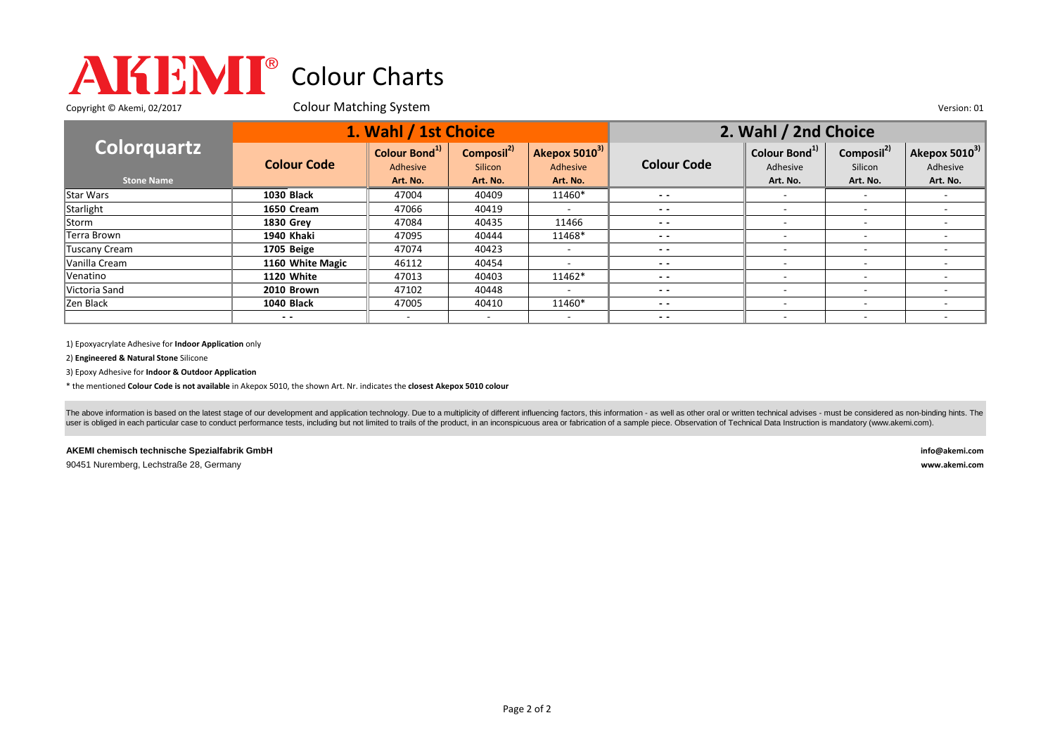# AKEMI® Colour Charts

Copyright © Akemi, 02/2017

Colour Matching System

Version: 01

| Colorquartz | 1. Wahl / 1st Choice | | | | 2. Wahl / 2nd Choice | | | |
|---|---|---|---|---|---|---|---|---|
| | Colour Code | Colour Bond[1] Adhesive | Composil[2] Silicon | Akepox 5010[3] Adhesive | Colour Code | Colour Bond[1] Adhesive | Composil[2] Silicon | Akepox 5010[3] Adhesive |
| Stone Name | | Art. No. | Art. No. | Art. No. | | Art. No. | Art. No. | Art. No. |
| Star Wars | **1030 Black** | 47004 | 40409 | 11460* | - - | - | - | - |
| Starlight | **1650 Cream** | 47066 | 40419 | - | - - | - | - | - |
| Storm | **1830 Grey** | 47084 | 40435 | 11466 | - - | - | - | - |
| Terra Brown | **1940 Khaki** | 47095 | 40444 | 11468* | - - | - | - | - |
| Tuscany Cream | **1705 Beige** | 47074 | 40423 | - | - - | - | - | - |
| Vanilla Cream | **1160 White Magic** | 46112 | 40454 | - | - - | - | - | - |
| Venatino | **1120 White** | 47013 | 40403 | 11462* | - - | - | - | - |
| Victoria Sand | **2010 Brown** | 47102 | 40448 | - | - - | - | - | - |
| Zen Black | **1040 Black** | 47005 | 40410 | 11460* | - - | - | - | - |
| | - - | - | - | - | - - | - | - | - |

1) Epoxyacrylate Adhesive for **Indoor Application** only

2) **Engineered & Natural Stone** Silicone

3) Epoxy Adhesive for **Indoor & Outdoor Application**

* the mentioned **Colour Code is not available** in Akepox 5010, the shown Art. Nr. indicates the **closest Akepox 5010 colour**

The above information is based on the latest stage of our development and application technology. Due to a multiplicity of different influencing factors, this information - as well as other oral or written technical advises - must be considered as non-binding hints. The user is obliged in each particular case to conduct performance tests, including but not limited to trails of the product, in an inconspicuous area or fabrication of a sample piece. Observation of Technical Data Instruction is mandatory (www.akemi.com).

**AKEMI chemisch technische Spezialfabrik GmbH**

90451 Nuremberg, Lechstraße 28, Germany

**info@akemi.com**

**www.akemi.com**